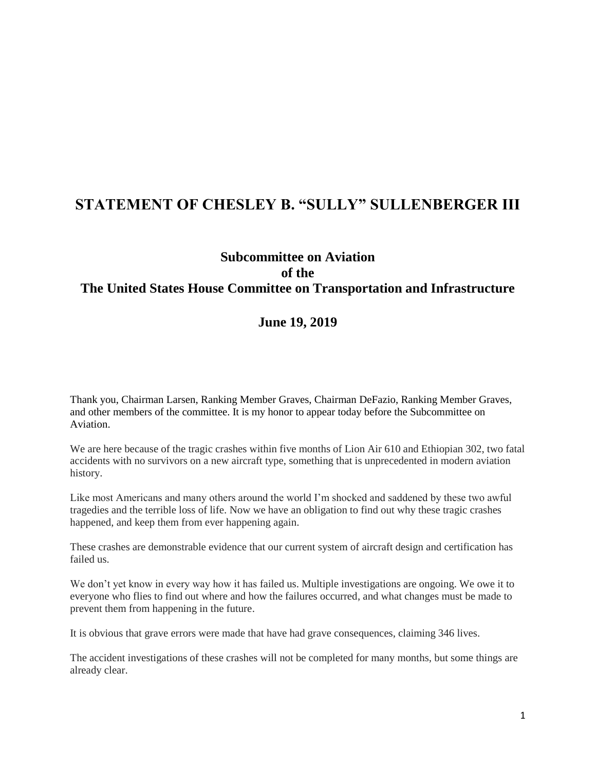# STATEMENT OF CHESLEY B. "SULLY" SULLENBERGER III

## Subcommittee on Aviation of the The United States House Committee on Transportation and Infrastructure

## June 19, 2019

Thank you, Chairman Larsen, Ranking Member Graves, Chairman DeFazio, Ranking Member Graves, and other members of the committee. It is my honor to appear today before the Subcommittee on Aviation.

We are here because of the tragic crashes within five months of Lion Air 610 and Ethiopian 302, two fatal accidents with no survivors on a new aircraft type, something that is unprecedented in modern aviation history.

Like most Americans and many others around the world I'm shocked and saddened by these two awful tragedies and the terrible loss of life. Now we have an obligation to find out why these tragic crashes happened, and keep them from ever happening again.

These crashes are demonstrable evidence that our current system of aircraft design and certification has failed us.

We don't yet know in every way how it has failed us. Multiple investigations are ongoing. We owe it to everyone who flies to find out where and how the failures occurred, and what changes must be made to prevent them from happening in the future.

It is obvious that grave errors were made that have had grave consequences, claiming 346 lives.

The accident investigations of these crashes will not be completed for many months, but some things are already clear.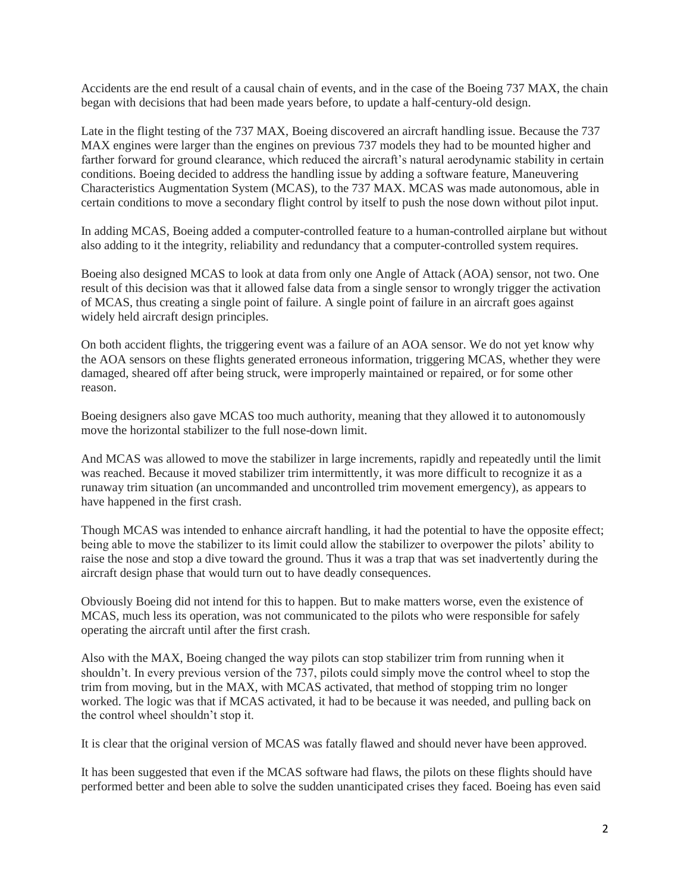Accidents are the end result of a causal chain of events, and in the case of the Boeing 737 MAX, the chain began with decisions that had been made years before, to update a half-century-old design.

Late in the flight testing of the 737 MAX, Boeing discovered an aircraft handling issue. Because the 737 MAX engines were larger than the engines on previous 737 models they had to be mounted higher and farther forward for ground clearance, which reduced the aircraft's natural aerodynamic stability in certain conditions. Boeing decided to address the handling issue by adding a software feature, Maneuvering Characteristics Augmentation System (MCAS), to the 737 MAX. MCAS was made autonomous, able in certain conditions to move a secondary flight control by itself to push the nose down without pilot input.

In adding MCAS, Boeing added a computer-controlled feature to a human-controlled airplane but without also adding to it the integrity, reliability and redundancy that a computer-controlled system requires.

Boeing also designed MCAS to look at data from only one Angle of Attack (AOA) sensor, not two. One result of this decision was that it allowed false data from a single sensor to wrongly trigger the activation of MCAS, thus creating a single point of failure. A single point of failure in an aircraft goes against widely held aircraft design principles.

On both accident flights, the triggering event was a failure of an AOA sensor. We do not yet know why the AOA sensors on these flights generated erroneous information, triggering MCAS, whether they were damaged, sheared off after being struck, were improperly maintained or repaired, or for some other reason.

Boeing designers also gave MCAS too much authority, meaning that they allowed it to autonomously move the horizontal stabilizer to the full nose-down limit.

And MCAS was allowed to move the stabilizer in large increments, rapidly and repeatedly until the limit was reached. Because it moved stabilizer trim intermittently, it was more difficult to recognize it as a runaway trim situation (an uncommanded and uncontrolled trim movement emergency), as appears to have happened in the first crash.

Though MCAS was intended to enhance aircraft handling, it had the potential to have the opposite effect; being able to move the stabilizer to its limit could allow the stabilizer to overpower the pilots' ability to raise the nose and stop a dive toward the ground. Thus it was a trap that was set inadvertently during the aircraft design phase that would turn out to have deadly consequences.

Obviously Boeing did not intend for this to happen. But to make matters worse, even the existence of MCAS, much less its operation, was not communicated to the pilots who were responsible for safely operating the aircraft until after the first crash.

Also with the MAX, Boeing changed the way pilots can stop stabilizer trim from running when it shouldn't. In every previous version of the 737, pilots could simply move the control wheel to stop the trim from moving, but in the MAX, with MCAS activated, that method of stopping trim no longer worked. The logic was that if MCAS activated, it had to be because it was needed, and pulling back on the control wheel shouldn't stop it.

It is clear that the original version of MCAS was fatally flawed and should never have been approved.

It has been suggested that even if the MCAS software had flaws, the pilots on these flights should have performed better and been able to solve the sudden unanticipated crises they faced. Boeing has even said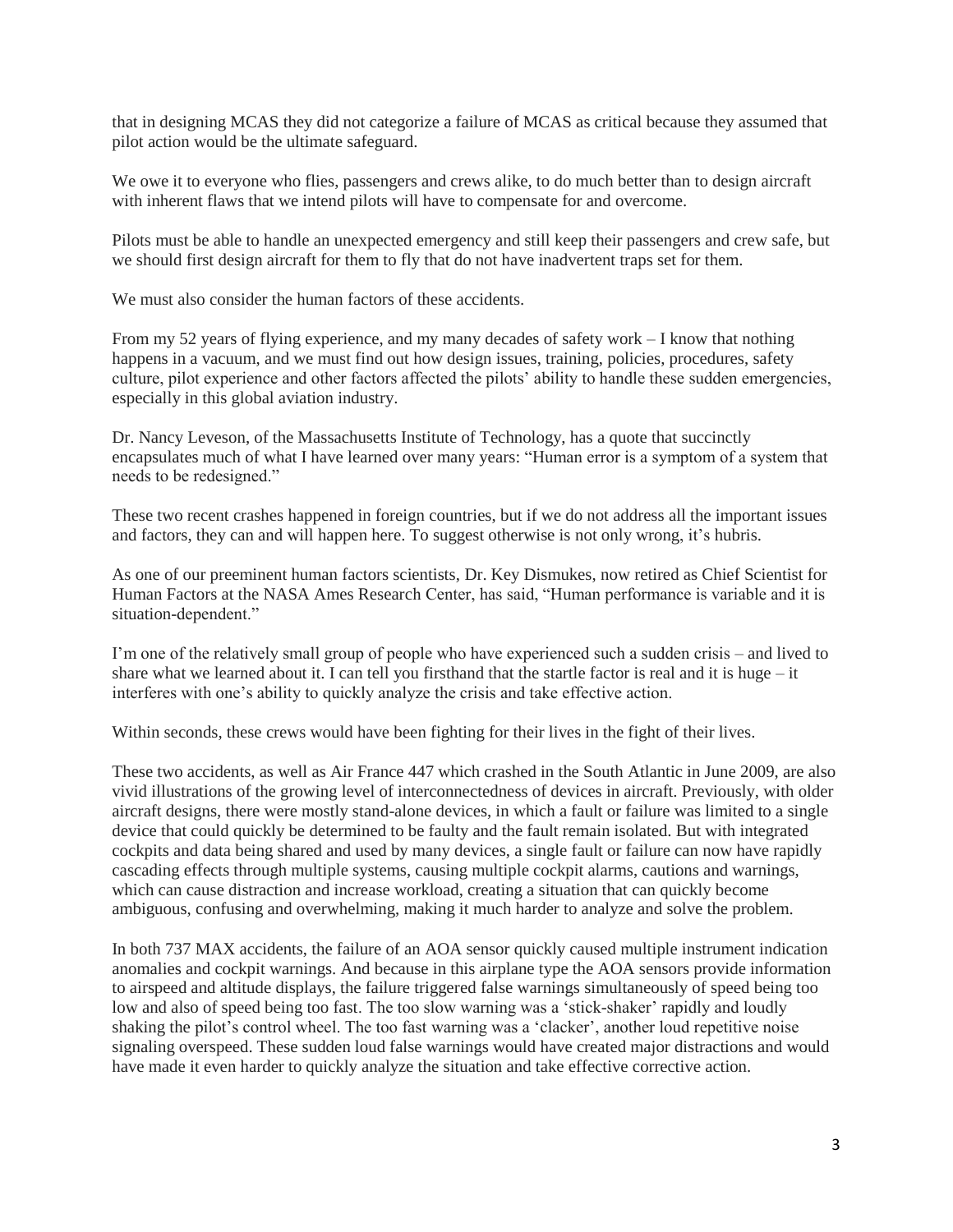that in designing MCAS they did not categorize a failure of MCAS as critical because they assumed that pilot action would be the ultimate safeguard.

We owe it to everyone who flies, passengers and crews alike, to do much better than to design aircraft with inherent flaws that we intend pilots will have to compensate for and overcome.

Pilots must be able to handle an unexpected emergency and still keep their passengers and crew safe, but we should first design aircraft for them to fly that do not have inadvertent traps set for them.

We must also consider the human factors of these accidents.

From my 52 years of flying experience, and my many decades of safety work – I know that nothing happens in a vacuum, and we must find out how design issues, training, policies, procedures, safety culture, pilot experience and other factors affected the pilots' ability to handle these sudden emergencies, especially in this global aviation industry.

Dr. Nancy Leveson, of the Massachusetts Institute of Technology, has a quote that succinctly encapsulates much of what I have learned over many years: "Human error is a symptom of a system that needs to be redesigned."

These two recent crashes happened in foreign countries, but if we do not address all the important issues and factors, they can and will happen here. To suggest otherwise is not only wrong, it's hubris.

As one of our preeminent human factors scientists, Dr. Key Dismukes, now retired as Chief Scientist for Human Factors at the NASA Ames Research Center, has said, "Human performance is variable and it is situation-dependent."

I'm one of the relatively small group of people who have experienced such a sudden crisis – and lived to share what we learned about it. I can tell you firsthand that the startle factor is real and it is huge – it interferes with one's ability to quickly analyze the crisis and take effective action.

Within seconds, these crews would have been fighting for their lives in the fight of their lives.

These two accidents, as well as Air France 447 which crashed in the South Atlantic in June 2009, are also vivid illustrations of the growing level of interconnectedness of devices in aircraft. Previously, with older aircraft designs, there were mostly stand-alone devices, in which a fault or failure was limited to a single device that could quickly be determined to be faulty and the fault remain isolated. But with integrated cockpits and data being shared and used by many devices, a single fault or failure can now have rapidly cascading effects through multiple systems, causing multiple cockpit alarms, cautions and warnings, which can cause distraction and increase workload, creating a situation that can quickly become ambiguous, confusing and overwhelming, making it much harder to analyze and solve the problem.

In both 737 MAX accidents, the failure of an AOA sensor quickly caused multiple instrument indication anomalies and cockpit warnings. And because in this airplane type the AOA sensors provide information to airspeed and altitude displays, the failure triggered false warnings simultaneously of speed being too low and also of speed being too fast. The too slow warning was a 'stick-shaker' rapidly and loudly shaking the pilot's control wheel. The too fast warning was a 'clacker', another loud repetitive noise signaling overspeed. These sudden loud false warnings would have created major distractions and would have made it even harder to quickly analyze the situation and take effective corrective action.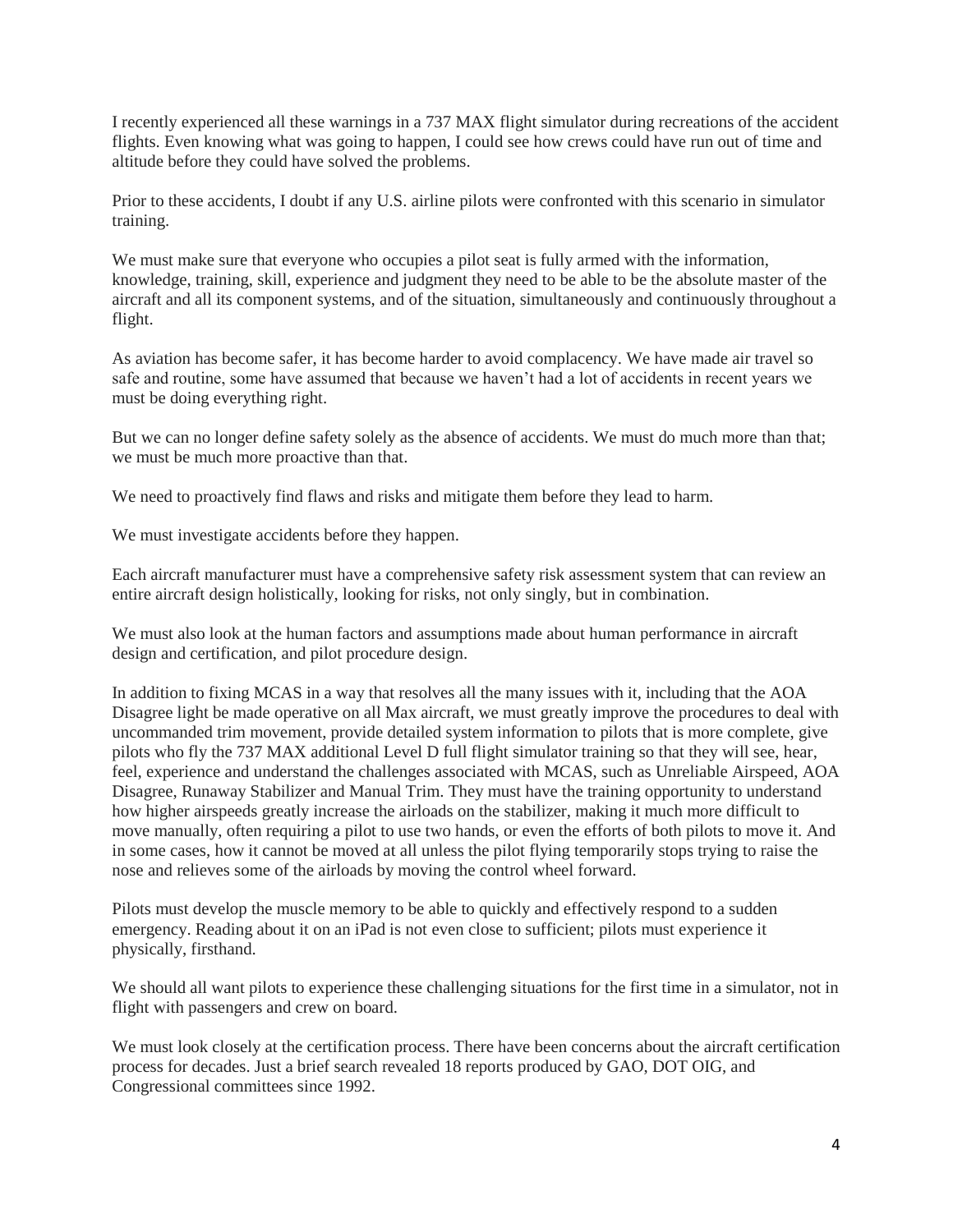I recently experienced all these warnings in a 737 MAX flight simulator during recreations of the accident flights. Even knowing what was going to happen, I could see how crews could have run out of time and altitude before they could have solved the problems.

Prior to these accidents, I doubt if any U.S. airline pilots were confronted with this scenario in simulator training.

We must make sure that everyone who occupies a pilot seat is fully armed with the information, knowledge, training, skill, experience and judgment they need to be able to be the absolute master of the aircraft and all its component systems, and of the situation, simultaneously and continuously throughout a flight.

As aviation has become safer, it has become harder to avoid complacency. We have made air travel so safe and routine, some have assumed that because we haven't had a lot of accidents in recent years we must be doing everything right.

But we can no longer define safety solely as the absence of accidents. We must do much more than that; we must be much more proactive than that.

We need to proactively find flaws and risks and mitigate them before they lead to harm.

We must investigate accidents before they happen.

Each aircraft manufacturer must have a comprehensive safety risk assessment system that can review an entire aircraft design holistically, looking for risks, not only singly, but in combination.

We must also look at the human factors and assumptions made about human performance in aircraft design and certification, and pilot procedure design.

In addition to fixing MCAS in a way that resolves all the many issues with it, including that the AOA Disagree light be made operative on all Max aircraft, we must greatly improve the procedures to deal with uncommanded trim movement, provide detailed system information to pilots that is more complete, give pilots who fly the 737 MAX additional Level D full flight simulator training so that they will see, hear, feel, experience and understand the challenges associated with MCAS, such as Unreliable Airspeed, AOA Disagree, Runaway Stabilizer and Manual Trim. They must have the training opportunity to understand how higher airspeeds greatly increase the airloads on the stabilizer, making it much more difficult to move manually, often requiring a pilot to use two hands, or even the efforts of both pilots to move it. And in some cases, how it cannot be moved at all unless the pilot flying temporarily stops trying to raise the nose and relieves some of the airloads by moving the control wheel forward.

Pilots must develop the muscle memory to be able to quickly and effectively respond to a sudden emergency. Reading about it on an iPad is not even close to sufficient; pilots must experience it physically, firsthand.

We should all want pilots to experience these challenging situations for the first time in a simulator, not in flight with passengers and crew on board.

We must look closely at the certification process. There have been concerns about the aircraft certification process for decades. Just a brief search revealed 18 reports produced by GAO, DOT OIG, and Congressional committees since 1992.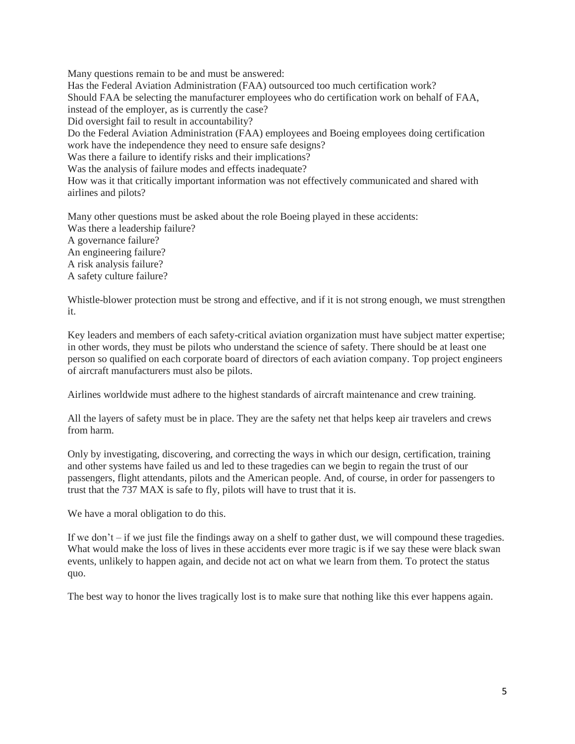Many questions remain to be and must be answered:
Has the Federal Aviation Administration (FAA) outsourced too much certification work?
Should FAA be selecting the manufacturer employees who do certification work on behalf of FAA, instead of the employer, as is currently the case?
Did oversight fail to result in accountability?
Do the Federal Aviation Administration (FAA) employees and Boeing employees doing certification work have the independence they need to ensure safe designs?
Was there a failure to identify risks and their implications?
Was the analysis of failure modes and effects inadequate?
How was it that critically important information was not effectively communicated and shared with airlines and pilots?

Many other questions must be asked about the role Boeing played in these accidents:
Was there a leadership failure?
A governance failure?
An engineering failure?
A risk analysis failure?
A safety culture failure?

Whistle-blower protection must be strong and effective, and if it is not strong enough, we must strengthen it.

Key leaders and members of each safety-critical aviation organization must have subject matter expertise; in other words, they must be pilots who understand the science of safety. There should be at least one person so qualified on each corporate board of directors of each aviation company. Top project engineers of aircraft manufacturers must also be pilots.

Airlines worldwide must adhere to the highest standards of aircraft maintenance and crew training.

All the layers of safety must be in place. They are the safety net that helps keep air travelers and crews from harm.

Only by investigating, discovering, and correcting the ways in which our design, certification, training and other systems have failed us and led to these tragedies can we begin to regain the trust of our passengers, flight attendants, pilots and the American people. And, of course, in order for passengers to trust that the 737 MAX is safe to fly, pilots will have to trust that it is.

We have a moral obligation to do this.

If we don't – if we just file the findings away on a shelf to gather dust, we will compound these tragedies. What would make the loss of lives in these accidents ever more tragic is if we say these were black swan events, unlikely to happen again, and decide not act on what we learn from them. To protect the status quo.

The best way to honor the lives tragically lost is to make sure that nothing like this ever happens again.